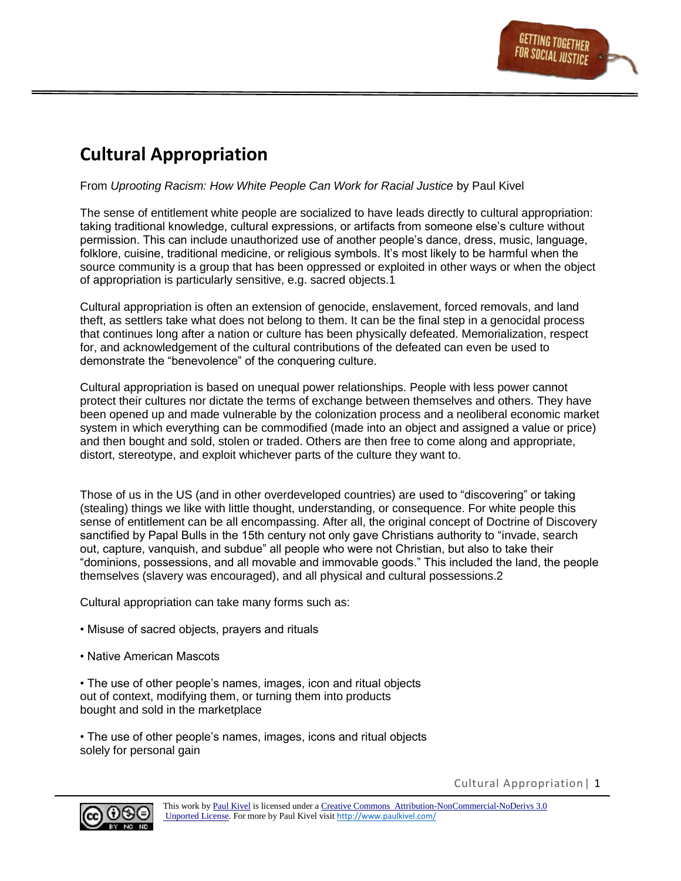# Cultural Appropriation

From *Uprooting Racism: How White People Can Work for Racial Justice* by Paul Kivel

The sense of entitlement white people are socialized to have leads directly to cultural appropriation: taking traditional knowledge, cultural expressions, or artifacts from someone else's culture without permission. This can include unauthorized use of another people's dance, dress, music, language, folklore, cuisine, traditional medicine, or religious symbols. It's most likely to be harmful when the source community is a group that has been oppressed or exploited in other ways or when the object of appropriation is particularly sensitive, e.g. sacred objects.[1]

Cultural appropriation is often an extension of genocide, enslavement, forced removals, and land theft, as settlers take what does not belong to them. It can be the final step in a genocidal process that continues long after a nation or culture has been physically defeated. Memorialization, respect for, and acknowledgement of the cultural contributions of the defeated can even be used to demonstrate the "benevolence" of the conquering culture.

Cultural appropriation is based on unequal power relationships. People with less power cannot protect their cultures nor dictate the terms of exchange between themselves and others. They have been opened up and made vulnerable by the colonization process and a neoliberal economic market system in which everything can be commodified (made into an object and assigned a value or price) and then bought and sold, stolen or traded. Others are then free to come along and appropriate, distort, stereotype, and exploit whichever parts of the culture they want to.

Those of us in the US (and in other overdeveloped countries) are used to "discovering" or taking (stealing) things we like with little thought, understanding, or consequence. For white people this sense of entitlement can be all encompassing. After all, the original concept of Doctrine of Discovery sanctified by Papal Bulls in the 15th century not only gave Christians authority to "invade, search out, capture, vanquish, and subdue" all people who were not Christian, but also to take their "dominions, possessions, and all movable and immovable goods." This included the land, the people themselves (slavery was encouraged), and all physical and cultural possessions.[2]

Cultural appropriation can take many forms such as:

- Misuse of sacred objects, prayers and rituals
- Native American Mascots
- The use of other people's names, images, icon and ritual objects out of context, modifying them, or turning them into products bought and sold in the marketplace
- The use of other people's names, images, icons and ritual objects solely for personal gain

This work by Paul Kivel is licensed under a Creative Commons Attribution-NonCommercial-NoDerivs 3.0 Unported License. For more by Paul Kivel visit http://www.paulkivel.com/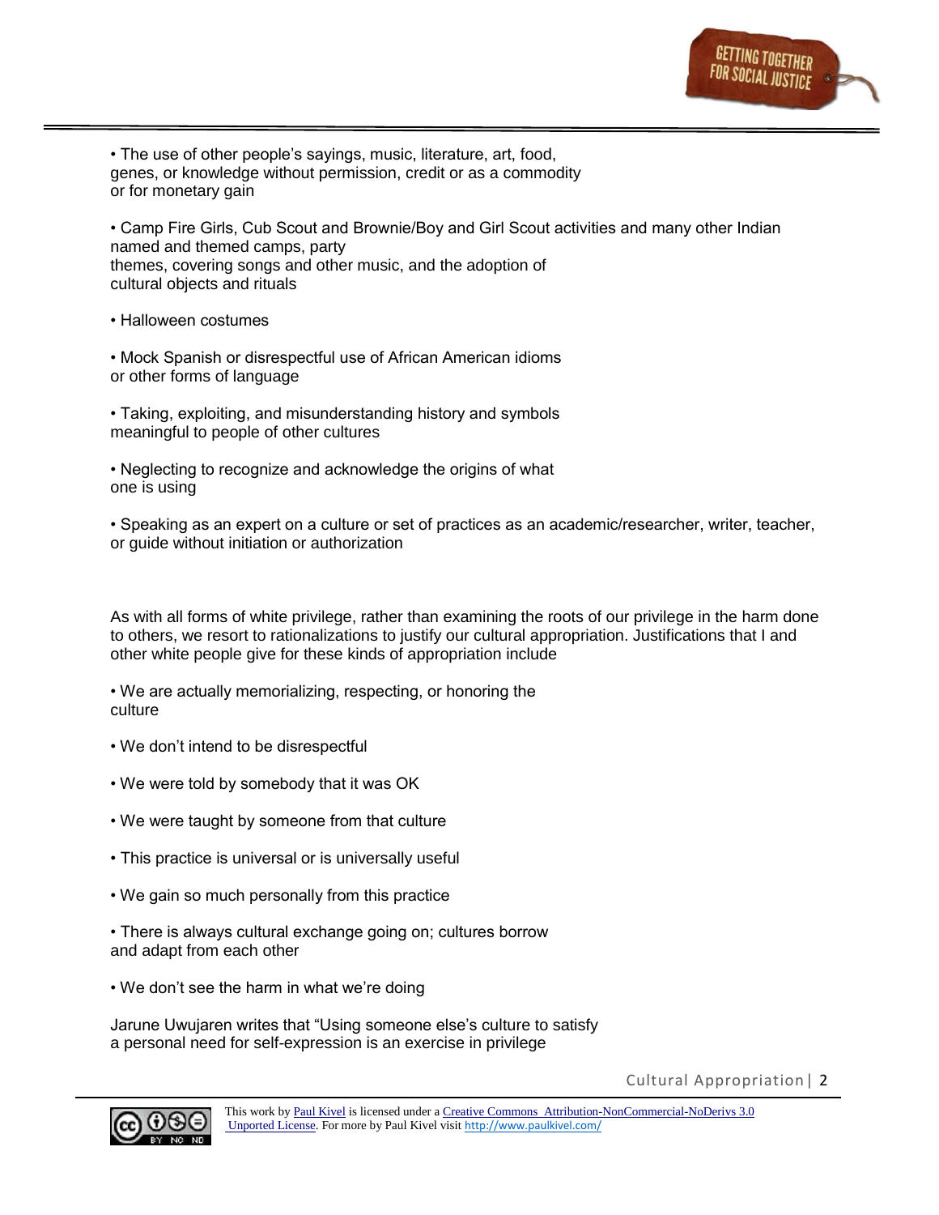- The use of other people's sayings, music, literature, art, food, genes, or knowledge without permission, credit or as a commodity or for monetary gain

- Camp Fire Girls, Cub Scout and Brownie/Boy and Girl Scout activities and many other Indian named and themed camps, party themes, covering songs and other music, and the adoption of cultural objects and rituals

- Halloween costumes

- Mock Spanish or disrespectful use of African American idioms or other forms of language

- Taking, exploiting, and misunderstanding history and symbols meaningful to people of other cultures

- Neglecting to recognize and acknowledge the origins of what one is using

- Speaking as an expert on a culture or set of practices as an academic/researcher, writer, teacher, or guide without initiation or authorization

As with all forms of white privilege, rather than examining the roots of our privilege in the harm done to others, we resort to rationalizations to justify our cultural appropriation. Justifications that I and other white people give for these kinds of appropriation include

- We are actually memorializing, respecting, or honoring the culture

- We don't intend to be disrespectful

- We were told by somebody that it was OK

- We were taught by someone from that culture

- This practice is universal or is universally useful

- We gain so much personally from this practice

- There is always cultural exchange going on; cultures borrow and adapt from each other

- We don't see the harm in what we're doing

Jarune Uwujaren writes that "Using someone else's culture to satisfy a personal need for self-expression is an exercise in privilege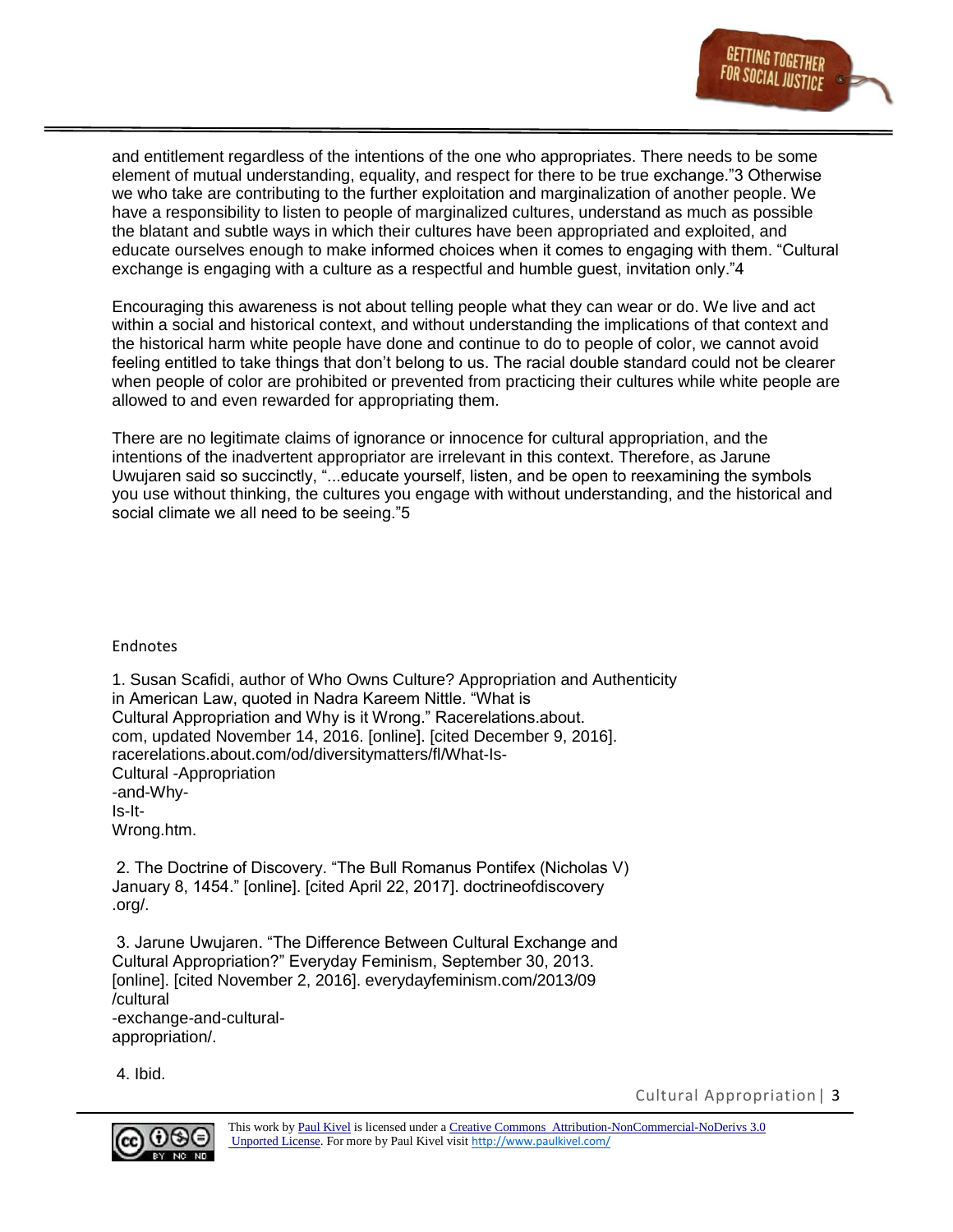and entitlement regardless of the intentions of the one who appropriates. There needs to be some element of mutual understanding, equality, and respect for there to be true exchange."[3] Otherwise we who take are contributing to the further exploitation and marginalization of another people. We have a responsibility to listen to people of marginalized cultures, understand as much as possible the blatant and subtle ways in which their cultures have been appropriated and exploited, and educate ourselves enough to make informed choices when it comes to engaging with them. "Cultural exchange is engaging with a culture as a respectful and humble guest, invitation only."[4]

Encouraging this awareness is not about telling people what they can wear or do. We live and act within a social and historical context, and without understanding the implications of that context and the historical harm white people have done and continue to do to people of color, we cannot avoid feeling entitled to take things that don't belong to us. The racial double standard could not be clearer when people of color are prohibited or prevented from practicing their cultures while white people are allowed to and even rewarded for appropriating them.

There are no legitimate claims of ignorance or innocence for cultural appropriation, and the intentions of the inadvertent appropriator are irrelevant in this context. Therefore, as Jarune Uwujaren said so succinctly, "...educate yourself, listen, and be open to reexamining the symbols you use without thinking, the cultures you engage with without understanding, and the historical and social climate we all need to be seeing."[5]

## Endnotes

1. Susan Scafidi, author of Who Owns Culture? Appropriation and Authenticity in American Law, quoted in Nadra Kareem Nittle. "What is Cultural Appropriation and Why is it Wrong." Racerelations.about.com, updated November 14, 2016. [online]. [cited December 9, 2016]. racerelations.about.com/od/diversitymatters/fl/What-Is-Cultural-Appropriation-and-Why-Is-It-Wrong.htm.

2. The Doctrine of Discovery. "The Bull Romanus Pontifex (Nicholas V) January 8, 1454." [online]. [cited April 22, 2017]. doctrineofdiscovery.org/.

3. Jarune Uwujaren. "The Difference Between Cultural Exchange and Cultural Appropriation?" Everyday Feminism, September 30, 2013. [online]. [cited November 2, 2016]. everydayfeminism.com/2013/09/cultural-exchange-and-cultural-appropriation/.

4. Ibid.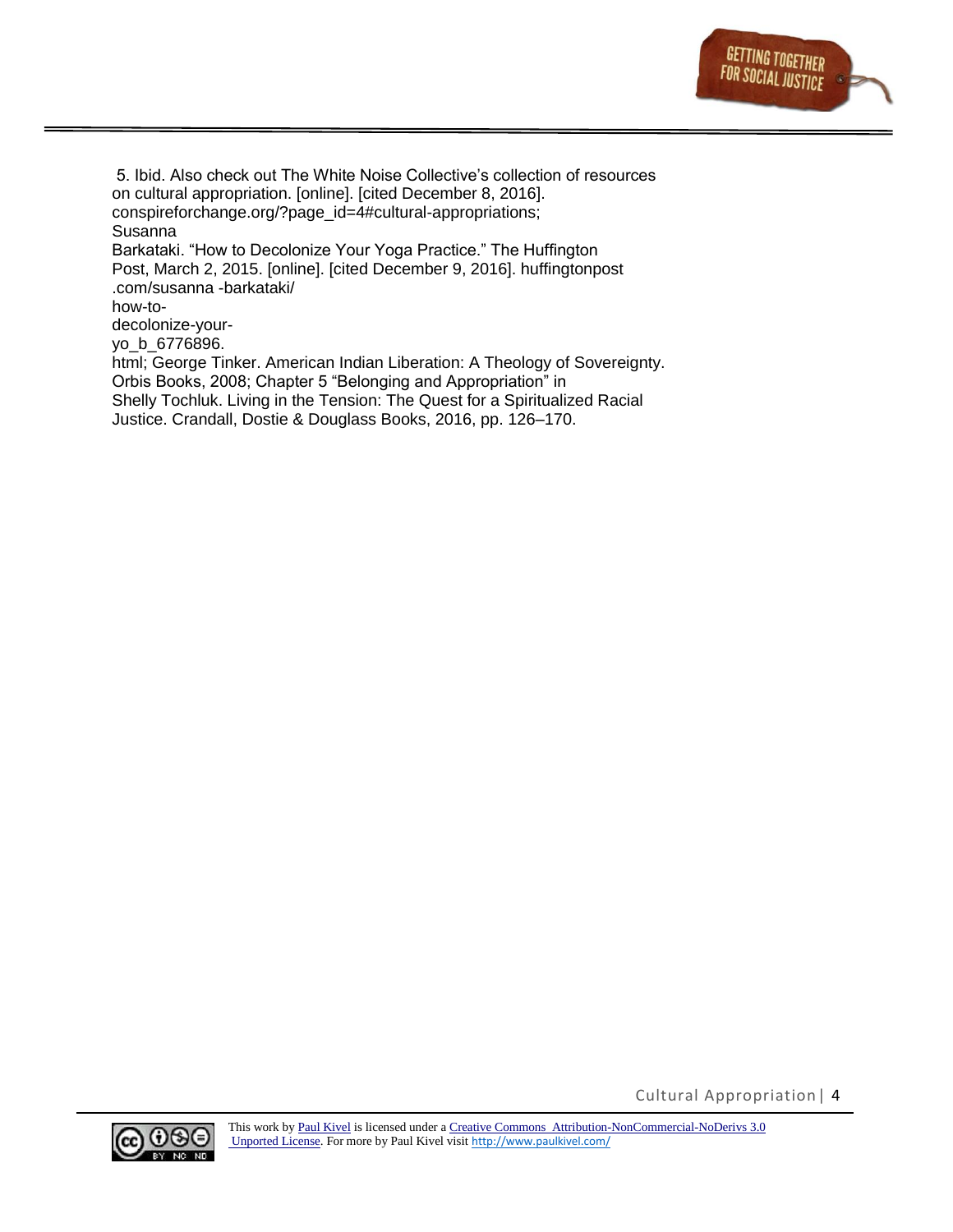5. Ibid. Also check out The White Noise Collective's collection of resources on cultural appropriation. [online]. [cited December 8, 2016]. conspireforchange.org/?page_id=4#cultural-appropriations; Susanna Barkataki. "How to Decolonize Your Yoga Practice." The Huffington Post, March 2, 2015. [online]. [cited December 9, 2016]. huffingtonpost .com/susanna -barkataki/ how-to- decolonize-your- yo_b_6776896. html; George Tinker. American Indian Liberation: A Theology of Sovereignty. Orbis Books, 2008; Chapter 5 "Belonging and Appropriation" in Shelly Tochluk. Living in the Tension: The Quest for a Spiritualized Racial Justice. Crandall, Dostie & Douglass Books, 2016, pp. 126–170.